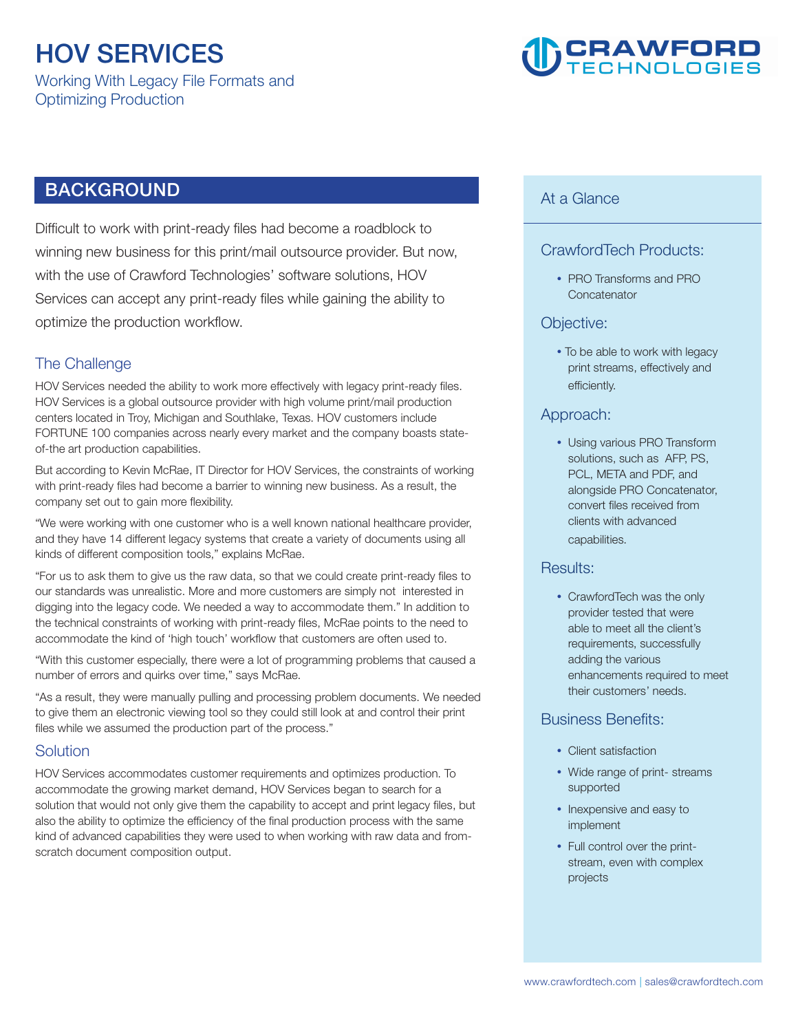# HOV SERVICES

Working With Legacy File Formats and Optimizing Production

CRAWFORD TECHNOLOGIES

## BACKGROUND

Difficult to work with print-ready files had become a roadblock to winning new business for this print/mail outsource provider. But now, with the use of Crawford Technologies' software solutions, HOV Services can accept any print-ready files while gaining the ability to optimize the production workflow.

### The Challenge

HOV Services needed the ability to work more effectively with legacy print-ready files. HOV Services is a global outsource provider with high volume print/mail production centers located in Troy, Michigan and Southlake, Texas. HOV customers include FORTUNE 100 companies across nearly every market and the company boasts state-of-the art production capabilities.

But according to Kevin McRae, IT Director for HOV Services, the constraints of working with print-ready files had become a barrier to winning new business. As a result, the company set out to gain more flexibility.

"We were working with one customer who is a well known national healthcare provider, and they have 14 different legacy systems that create a variety of documents using all kinds of different composition tools," explains McRae.

"For us to ask them to give us the raw data, so that we could create print-ready files to our standards was unrealistic. More and more customers are simply not interested in digging into the legacy code. We needed a way to accommodate them." In addition to the technical constraints of working with print-ready files, McRae points to the need to accommodate the kind of 'high touch' workflow that customers are often used to.

"With this customer especially, there were a lot of programming problems that caused a number of errors and quirks over time," says McRae.

"As a result, they were manually pulling and processing problem documents. We needed to give them an electronic viewing tool so they could still look at and control their print files while we assumed the production part of the process."

### Solution

HOV Services accommodates customer requirements and optimizes production. To accommodate the growing market demand, HOV Services began to search for a solution that would not only give them the capability to accept and print legacy files, but also the ability to optimize the efficiency of the final production process with the same kind of advanced capabilities they were used to when working with raw data and from-scratch document composition output.

## At a Glance

### CrawfordTech Products:

- PRO Transforms and PRO Concatenator

### Objective:

- To be able to work with legacy print streams, effectively and efficiently.

### Approach:

- Using various PRO Transform solutions, such as AFP, PS, PCL, META and PDF, and alongside PRO Concatenator, convert files received from clients with advanced capabilities.

### Results:

- CrawfordTech was the only provider tested that were able to meet all the client's requirements, successfully adding the various enhancements required to meet their customers' needs.

### Business Benefits:

- Client satisfaction
- Wide range of print- streams supported
- Inexpensive and easy to implement
- Full control over the print-stream, even with complex projects

www.crawfordtech.com | sales@crawfordtech.com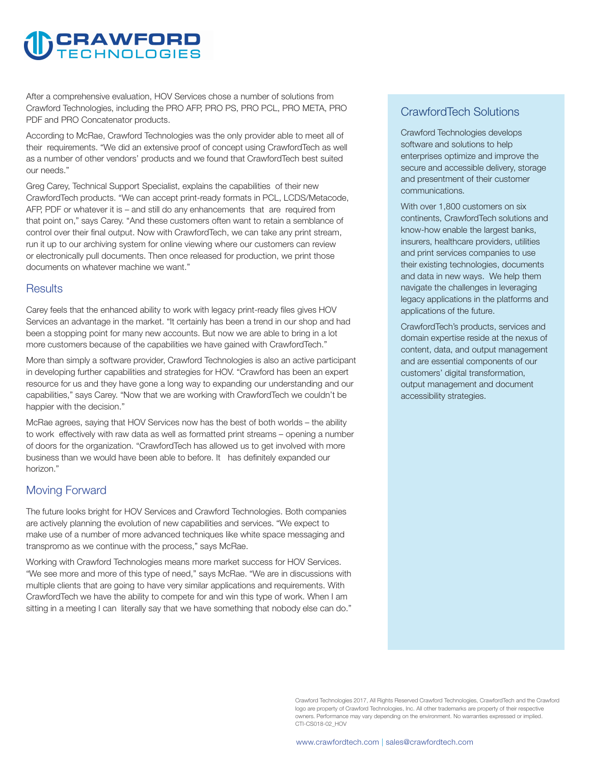After a comprehensive evaluation, HOV Services chose a number of solutions from Crawford Technologies, including the PRO AFP, PRO PS, PRO PCL, PRO META, PRO PDF and PRO Concatenator products.

According to McRae, Crawford Technologies was the only provider able to meet all of their requirements. "We did an extensive proof of concept using CrawfordTech as well as a number of other vendors' products and we found that CrawfordTech best suited our needs."

Greg Carey, Technical Support Specialist, explains the capabilities of their new CrawfordTech products. "We can accept print-ready formats in PCL, LCDS/Metacode, AFP, PDF or whatever it is – and still do any enhancements that are required from that point on," says Carey. "And these customers often want to retain a semblance of control over their final output. Now with CrawfordTech, we can take any print stream, run it up to our archiving system for online viewing where our customers can review or electronically pull documents. Then once released for production, we print those documents on whatever machine we want."

## Results

Carey feels that the enhanced ability to work with legacy print-ready files gives HOV Services an advantage in the market. "It certainly has been a trend in our shop and had been a stopping point for many new accounts. But now we are able to bring in a lot more customers because of the capabilities we have gained with CrawfordTech."

More than simply a software provider, Crawford Technologies is also an active participant in developing further capabilities and strategies for HOV. "Crawford has been an expert resource for us and they have gone a long way to expanding our understanding and our capabilities," says Carey. "Now that we are working with CrawfordTech we couldn't be happier with the decision."

McRae agrees, saying that HOV Services now has the best of both worlds – the ability to work effectively with raw data as well as formatted print streams – opening a number of doors for the organization. "CrawfordTech has allowed us to get involved with more business than we would have been able to before. It has definitely expanded our horizon."

## Moving Forward

The future looks bright for HOV Services and Crawford Technologies. Both companies are actively planning the evolution of new capabilities and services. "We expect to make use of a number of more advanced techniques like white space messaging and transpromo as we continue with the process," says McRae.

Working with Crawford Technologies means more market success for HOV Services. "We see more and more of this type of need," says McRae. "We are in discussions with multiple clients that are going to have very similar applications and requirements. With CrawfordTech we have the ability to compete for and win this type of work. When I am sitting in a meeting I can literally say that we have something that nobody else can do."

## CrawfordTech Solutions

Crawford Technologies develops software and solutions to help enterprises optimize and improve the secure and accessible delivery, storage and presentment of their customer communications.

With over 1,800 customers on six continents, CrawfordTech solutions and know-how enable the largest banks, insurers, healthcare providers, utilities and print services companies to use their existing technologies, documents and data in new ways. We help them navigate the challenges in leveraging legacy applications in the platforms and applications of the future.

CrawfordTech's products, services and domain expertise reside at the nexus of content, data, and output management and are essential components of our customers' digital transformation, output management and document accessibility strategies.

Crawford Technologies 2017, All Rights Reserved Crawford Technologies, CrawfordTech and the Crawford logo are property of Crawford Technologies, Inc. All other trademarks are property of their respective owners. Performance may vary depending on the environment. No warranties expressed or implied. CTI-CS018-02_HOV

www.crawfordtech.com | sales@crawfordtech.com